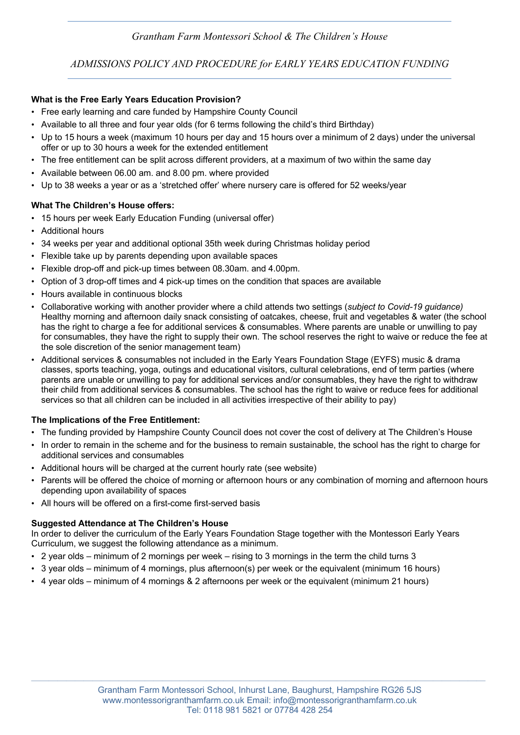*Grantham Farm Montessori School & The Children's House*

*ADMISSIONS POLICY AND PROCEDURE for EARLY YEARS EDUCATION FUNDING*

**What is the Free Early Years Education Provision?**

- Free early learning and care funded by Hampshire County Council
- Available to all three and four year olds (for 6 terms following the child's third Birthday)
- Up to 15 hours a week (maximum 10 hours per day and 15 hours over a minimum of 2 days) under the universal offer or up to 30 hours a week for the extended entitlement
- The free entitlement can be split across different providers, at a maximum of two within the same day
- Available between 06.00 am. and 8.00 pm. where provided
- Up to 38 weeks a year or as a 'stretched offer' where nursery care is offered for 52 weeks/year

**What The Children's House offers:**

- 15 hours per week Early Education Funding (universal offer)
- Additional hours
- 34 weeks per year and additional optional 35th week during Christmas holiday period
- Flexible take up by parents depending upon available spaces
- Flexible drop-off and pick-up times between 08.30am. and 4.00pm.
- Option of 3 drop-off times and 4 pick-up times on the condition that spaces are available
- Hours available in continuous blocks
- Collaborative working with another provider where a child attends two settings (*subject to Covid-19 guidance)* Healthy morning and afternoon daily snack consisting of oatcakes, cheese, fruit and vegetables & water (the school has the right to charge a fee for additional services & consumables. Where parents are unable or unwilling to pay for consumables, they have the right to supply their own. The school reserves the right to waive or reduce the fee at the sole discretion of the senior management team)
- Additional services & consumables not included in the Early Years Foundation Stage (EYFS) music & drama classes, sports teaching, yoga, outings and educational visitors, cultural celebrations, end of term parties (where parents are unable or unwilling to pay for additional services and/or consumables, they have the right to withdraw their child from additional services & consumables. The school has the right to waive or reduce fees for additional services so that all children can be included in all activities irrespective of their ability to pay)

**The Implications of the Free Entitlement:**

- The funding provided by Hampshire County Council does not cover the cost of delivery at The Children's House
- In order to remain in the scheme and for the business to remain sustainable, the school has the right to charge for additional services and consumables
- Additional hours will be charged at the current hourly rate (see website)
- Parents will be offered the choice of morning or afternoon hours or any combination of morning and afternoon hours depending upon availability of spaces
- All hours will be offered on a first-come first-served basis

**Suggested Attendance at The Children's House**

In order to deliver the curriculum of the Early Years Foundation Stage together with the Montessori Early Years Curriculum, we suggest the following attendance as a minimum.

- 2 year olds – minimum of 2 mornings per week – rising to 3 mornings in the term the child turns 3
- 3 year olds – minimum of 4 mornings, plus afternoon(s) per week or the equivalent (minimum 16 hours)
- 4 year olds – minimum of 4 mornings & 2 afternoons per week or the equivalent (minimum 21 hours)

Grantham Farm Montessori School, Inhurst Lane, Baughurst, Hampshire RG26 5JS
www.montessorigranthamfarm.co.uk Email: info@montessorigranthamfarm.co.uk
Tel: 0118 981 5821 or 07784 428 254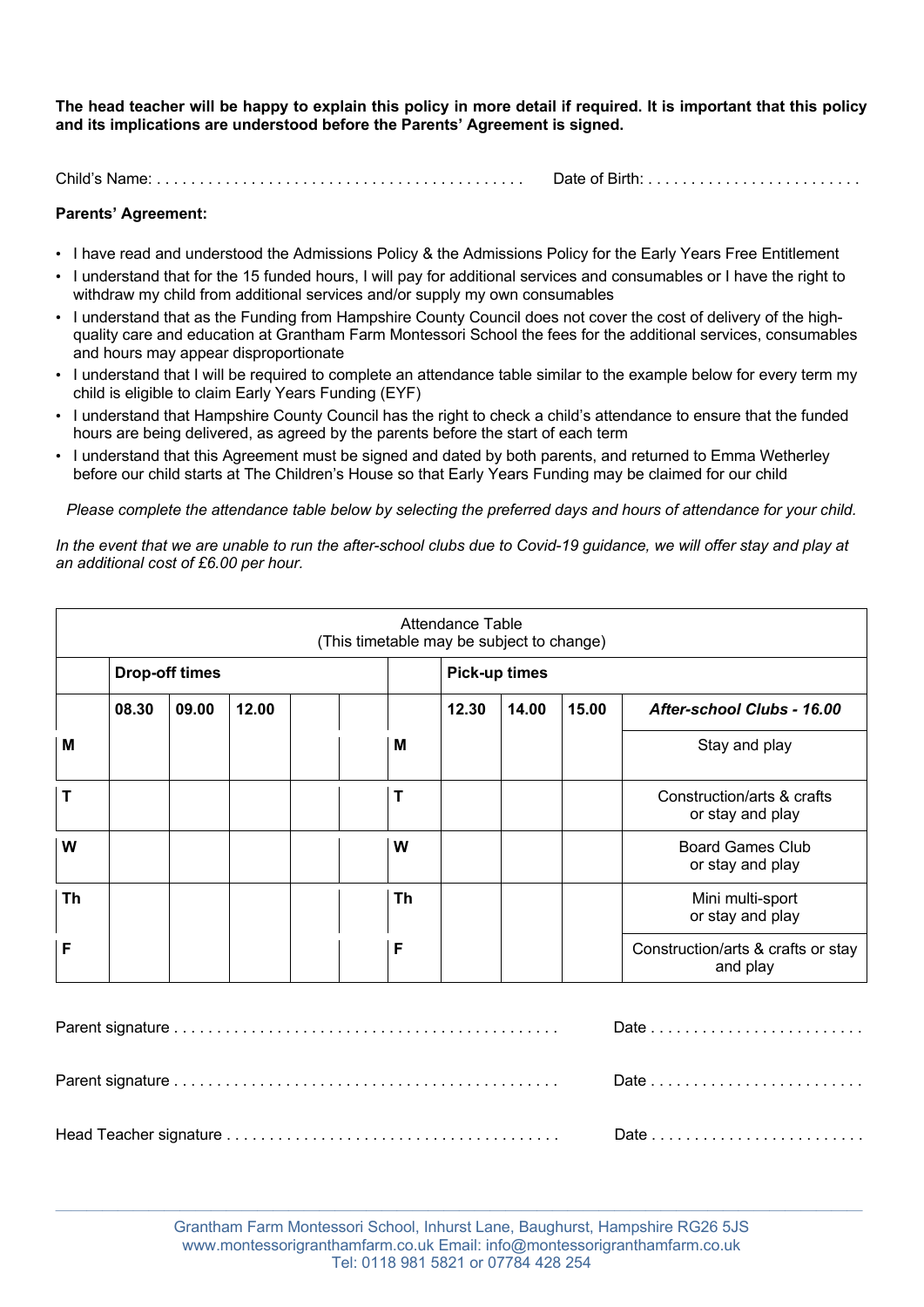**The head teacher will be happy to explain this policy in more detail if required. It is important that this policy and its implications are understood before the Parents' Agreement is signed.**

Child's Name: . . . . . . . . . . . . . . . . . . . . . . . . . . . . . . . . . . . . . . . . . . Date of Birth: . . . . . . . . . . . . . . . . . . . . . . . . .

**Parents' Agreement:**

- I have read and understood the Admissions Policy & the Admissions Policy for the Early Years Free Entitlement
- I understand that for the 15 funded hours, I will pay for additional services and consumables or I have the right to withdraw my child from additional services and/or supply my own consumables
- I understand that as the Funding from Hampshire County Council does not cover the cost of delivery of the high-quality care and education at Grantham Farm Montessori School the fees for the additional services, consumables and hours may appear disproportionate
- I understand that I will be required to complete an attendance table similar to the example below for every term my child is eligible to claim Early Years Funding (EYF)
- I understand that Hampshire County Council has the right to check a child's attendance to ensure that the funded hours are being delivered, as agreed by the parents before the start of each term
- I understand that this Agreement must be signed and dated by both parents, and returned to Emma Wetherley before our child starts at The Children's House so that Early Years Funding may be claimed for our child

*Please complete the attendance table below by selecting the preferred days and hours of attendance for your child.*

*In the event that we are unable to run the after-school clubs due to Covid-19 guidance, we will offer stay and play at an additional cost of £6.00 per hour.*

| Attendance Table (This timetable may be subject to change) | | | | | | | | | | |
|---|---|---|---|---|---|---|---|---|---|---|
| | **Drop-off times** | | | | | | **Pick-up times** | | | |
| | **08.30** | **09.00** | **12.00** | | | | **12.30** | **14.00** | **15.00** | ***After-school Clubs - 16.00*** |
| **M** | | | | | | **M** | | | | Stay and play |
| **T** | | | | | | **T** | | | | Construction/arts & crafts or stay and play |
| **W** | | | | | | **W** | | | | Board Games Club or stay and play |
| **Th** | | | | | | **Th** | | | | Mini multi-sport or stay and play |
| **F** | | | | | | **F** | | | | Construction/arts & crafts or stay and play |

Parent signature . . . . . . . . . . . . . . . . . . . . . . . . . . . . . . . . . . . . . . . . . . . Date . . . . . . . . . . . . . . . . . . . . . . . . .

Parent signature . . . . . . . . . . . . . . . . . . . . . . . . . . . . . . . . . . . . . . . . . . . Date . . . . . . . . . . . . . . . . . . . . . . . . .

Head Teacher signature . . . . . . . . . . . . . . . . . . . . . . . . . . . . . . . . . . . . . Date . . . . . . . . . . . . . . . . . . . . . . . . .

Grantham Farm Montessori School, Inhurst Lane, Baughurst, Hampshire RG26 5JS
www.montessorigranthamfarm.co.uk Email: info@montessorigranthamfarm.co.uk
Tel: 0118 981 5821 or 07784 428 254